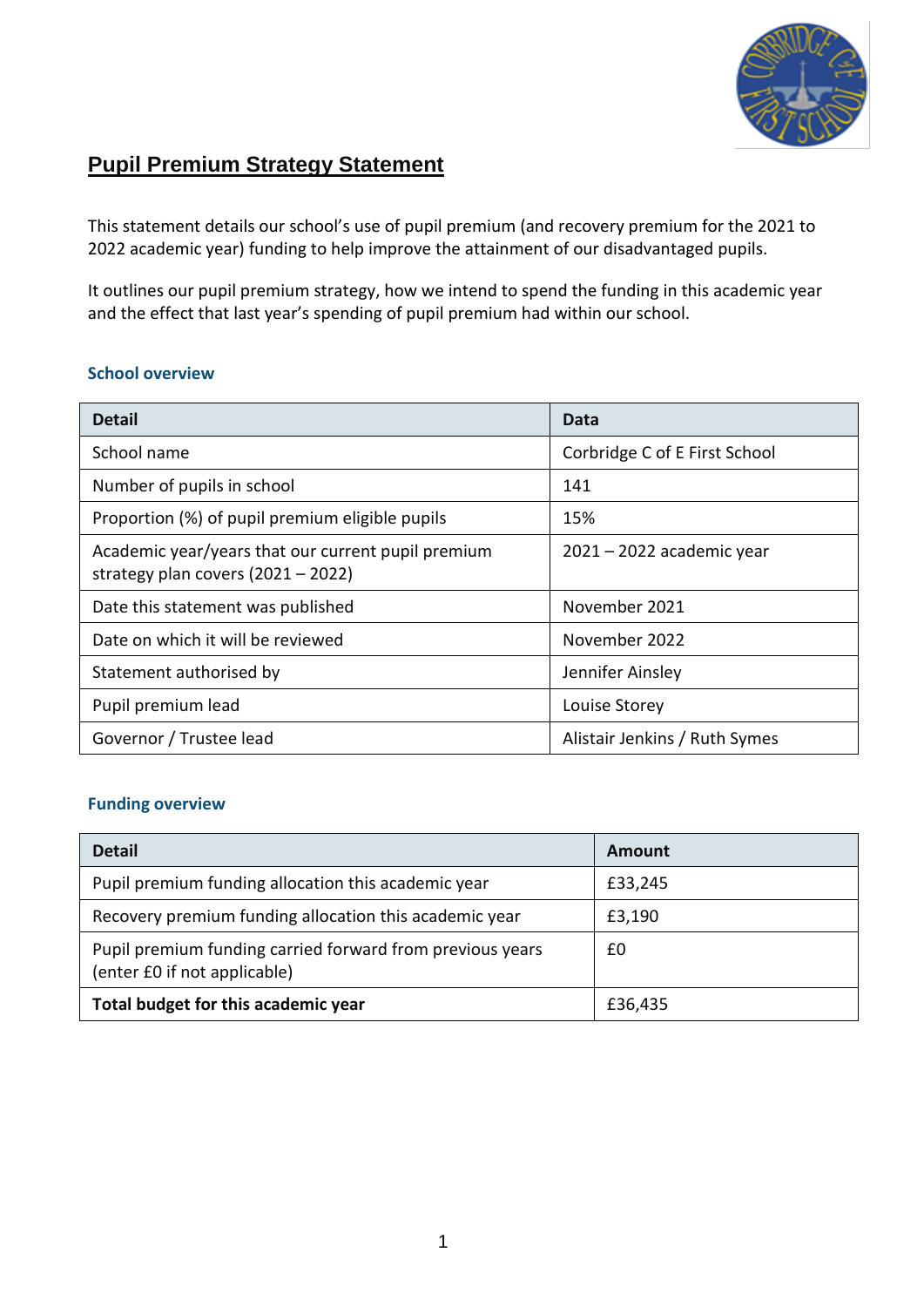# Pupil Premium Strategy Statement

This statement details our school's use of pupil premium (and recovery premium for the 2021 to 2022 academic year) funding to help improve the attainment of our disadvantaged pupils.

It outlines our pupil premium strategy, how we intend to spend the funding in this academic year and the effect that last year's spending of pupil premium had within our school.

## School overview

| Detail | Data |
|---|---|
| School name | Corbridge C of E First School |
| Number of pupils in school | 141 |
| Proportion (%) of pupil premium eligible pupils | 15% |
| Academic year/years that our current pupil premium strategy plan covers (2021 – 2022) | 2021 – 2022 academic year |
| Date this statement was published | November 2021 |
| Date on which it will be reviewed | November 2022 |
| Statement authorised by | Jennifer Ainsley |
| Pupil premium lead | Louise Storey |
| Governor / Trustee lead | Alistair Jenkins / Ruth Symes |

## Funding overview

| Detail | Amount |
|---|---|
| Pupil premium funding allocation this academic year | £33,245 |
| Recovery premium funding allocation this academic year | £3,190 |
| Pupil premium funding carried forward from previous years (enter £0 if not applicable) | £0 |
| **Total budget for this academic year** | £36,435 |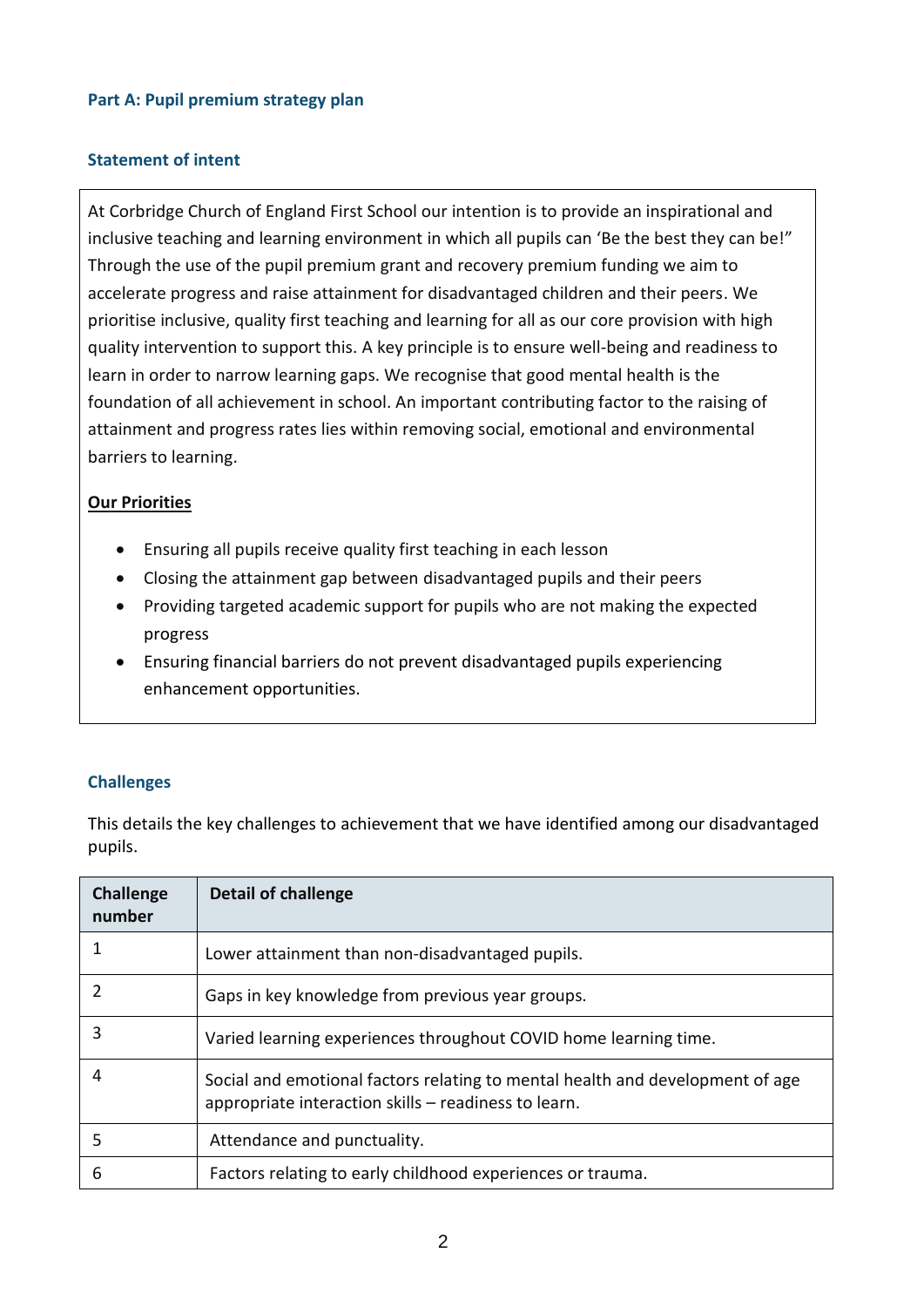## Part A: Pupil premium strategy plan

### Statement of intent

At Corbridge Church of England First School our intention is to provide an inspirational and inclusive teaching and learning environment in which all pupils can 'Be the best they can be!" Through the use of the pupil premium grant and recovery premium funding we aim to accelerate progress and raise attainment for disadvantaged children and their peers. We prioritise inclusive, quality first teaching and learning for all as our core provision with high quality intervention to support this. A key principle is to ensure well-being and readiness to learn in order to narrow learning gaps. We recognise that good mental health is the foundation of all achievement in school. An important contributing factor to the raising of attainment and progress rates lies within removing social, emotional and environmental barriers to learning.

**Our Priorities**

- Ensuring all pupils receive quality first teaching in each lesson
- Closing the attainment gap between disadvantaged pupils and their peers
- Providing targeted academic support for pupils who are not making the expected progress
- Ensuring financial barriers do not prevent disadvantaged pupils experiencing enhancement opportunities.

### Challenges

This details the key challenges to achievement that we have identified among our disadvantaged pupils.

| Challenge number | Detail of challenge |
|---|---|
| 1 | Lower attainment than non-disadvantaged pupils. |
| 2 | Gaps in key knowledge from previous year groups. |
| 3 | Varied learning experiences throughout COVID home learning time. |
| 4 | Social and emotional factors relating to mental health and development of age appropriate interaction skills – readiness to learn. |
| 5 | Attendance and punctuality. |
| 6 | Factors relating to early childhood experiences or trauma. |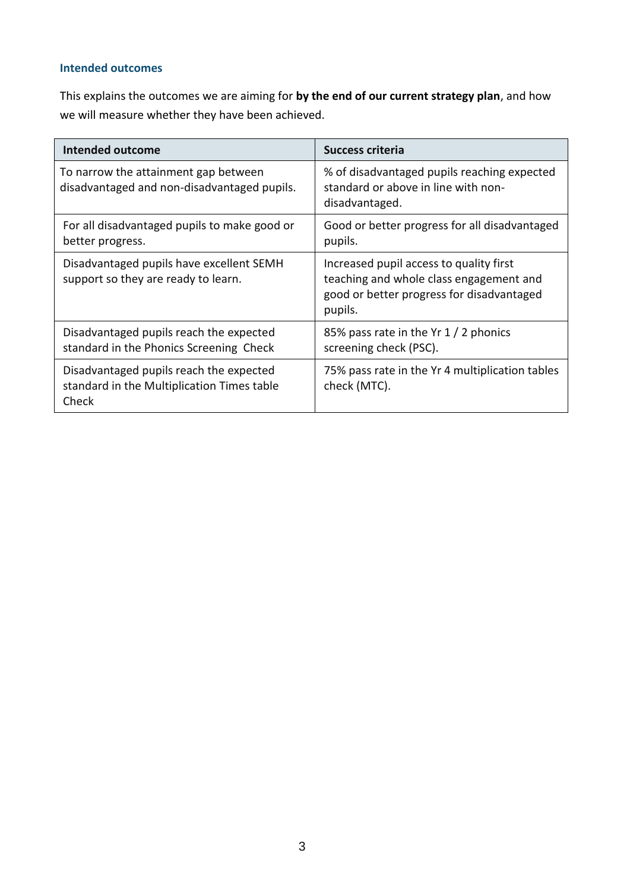### Intended outcomes

This explains the outcomes we are aiming for **by the end of our current strategy plan**, and how we will measure whether they have been achieved.

| Intended outcome | Success criteria |
| --- | --- |
| To narrow the attainment gap between disadvantaged and non-disadvantaged pupils. | % of disadvantaged pupils reaching expected standard or above in line with non-disadvantaged. |
| For all disadvantaged pupils to make good or better progress. | Good or better progress for all disadvantaged pupils. |
| Disadvantaged pupils have excellent SEMH support so they are ready to learn. | Increased pupil access to quality first teaching and whole class engagement and good or better progress for disadvantaged pupils. |
| Disadvantaged pupils reach the expected standard in the Phonics Screening Check | 85% pass rate in the Yr 1 / 2 phonics screening check (PSC). |
| Disadvantaged pupils reach the expected standard in the Multiplication Times table Check | 75% pass rate in the Yr 4 multiplication tables check (MTC). |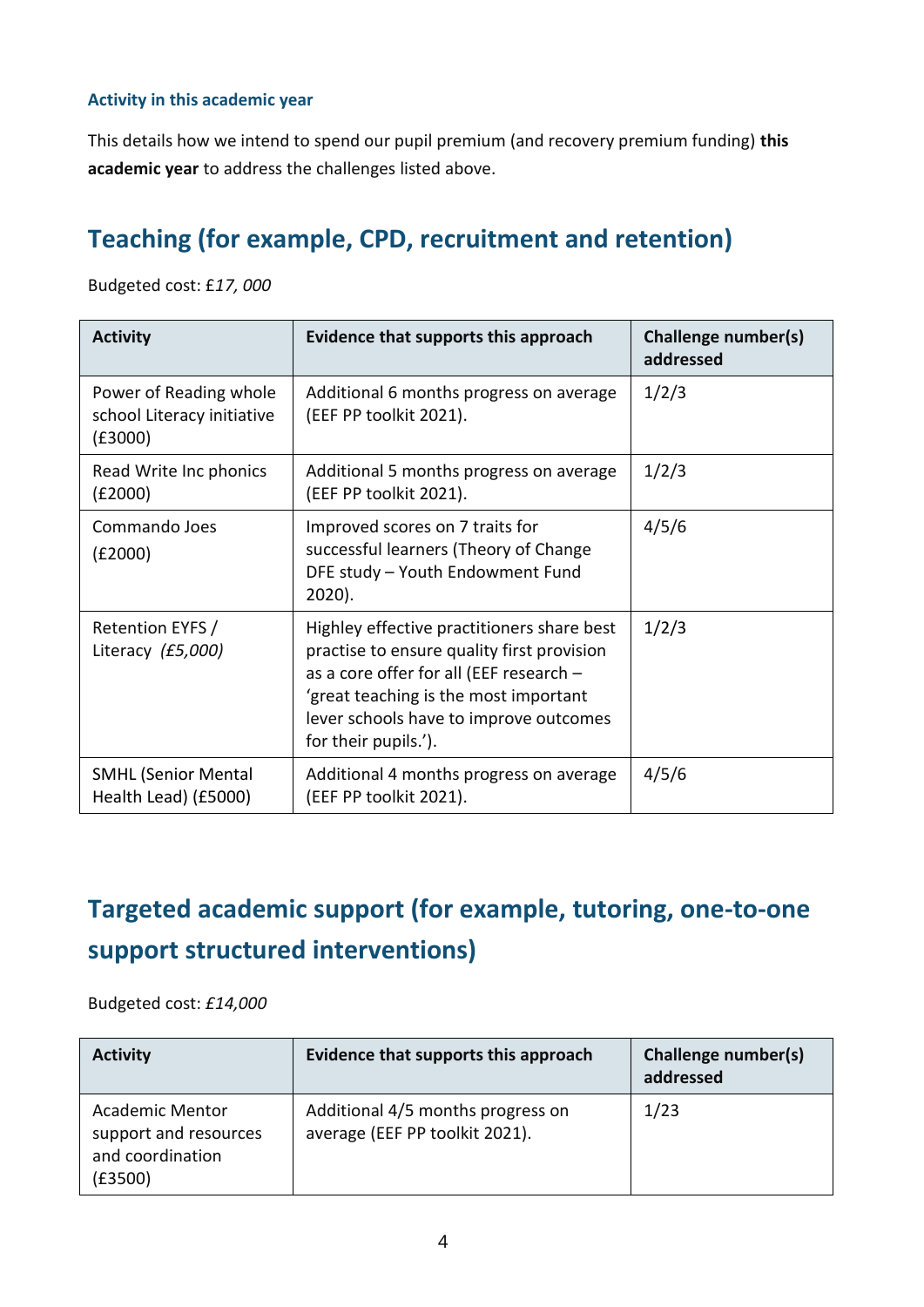### Activity in this academic year

This details how we intend to spend our pupil premium (and recovery premium funding) **this academic year** to address the challenges listed above.

## Teaching (for example, CPD, recruitment and retention)

Budgeted cost: £*17, 000*

| Activity | Evidence that supports this approach | Challenge number(s) addressed |
|---|---|---|
| Power of Reading whole school Literacy initiative (£3000) | Additional 6 months progress on average (EEF PP toolkit 2021). | 1/2/3 |
| Read Write Inc phonics (£2000) | Additional 5 months progress on average (EEF PP toolkit 2021). | 1/2/3 |
| Commando Joes (£2000) | Improved scores on 7 traits for successful learners (Theory of Change DFE study – Youth Endowment Fund 2020). | 4/5/6 |
| Retention EYFS / Literacy *(£5,000)* | Highley effective practitioners share best practise to ensure quality first provision as a core offer for all (EEF research – 'great teaching is the most important lever schools have to improve outcomes for their pupils.'). | 1/2/3 |
| SMHL (Senior Mental Health Lead) (£5000) | Additional 4 months progress on average (EEF PP toolkit 2021). | 4/5/6 |

## Targeted academic support (for example, tutoring, one-to-one support structured interventions)

Budgeted cost: *£14,000*

| Activity | Evidence that supports this approach | Challenge number(s) addressed |
|---|---|---|
| Academic Mentor support and resources and coordination (£3500) | Additional 4/5 months progress on average (EEF PP toolkit 2021). | 1/23 |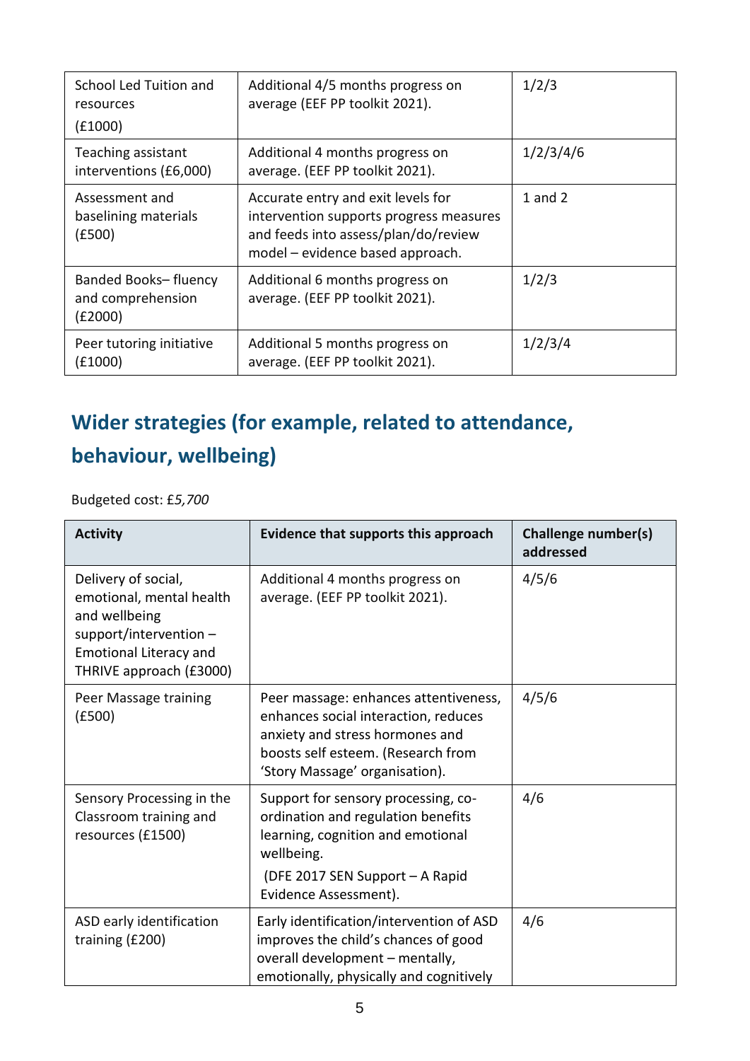| | | |
|---|---|---|
| School Led Tuition and resources (£1000) | Additional 4/5 months progress on average (EEF PP toolkit 2021). | 1/2/3 |
| Teaching assistant interventions (£6,000) | Additional 4 months progress on average. (EEF PP toolkit 2021). | 1/2/3/4/6 |
| Assessment and baselining materials (£500) | Accurate entry and exit levels for intervention supports progress measures and feeds into assess/plan/do/review model – evidence based approach. | 1 and 2 |
| Banded Books– fluency and comprehension (£2000) | Additional 6 months progress on average. (EEF PP toolkit 2021). | 1/2/3 |
| Peer tutoring initiative (£1000) | Additional 5 months progress on average. (EEF PP toolkit 2021). | 1/2/3/4 |

## Wider strategies (for example, related to attendance, behaviour, wellbeing)

Budgeted cost: £*5,700*

| Activity | Evidence that supports this approach | Challenge number(s) addressed |
|---|---|---|
| Delivery of social, emotional, mental health and wellbeing support/intervention – Emotional Literacy and THRIVE approach (£3000) | Additional 4 months progress on average. (EEF PP toolkit 2021). | 4/5/6 |
| Peer Massage training (£500) | Peer massage: enhances attentiveness, enhances social interaction, reduces anxiety and stress hormones and boosts self esteem. (Research from 'Story Massage' organisation). | 4/5/6 |
| Sensory Processing in the Classroom training and resources (£1500) | Support for sensory processing, co-ordination and regulation benefits learning, cognition and emotional wellbeing. (DFE 2017 SEN Support – A Rapid Evidence Assessment). | 4/6 |
| ASD early identification training (£200) | Early identification/intervention of ASD improves the child's chances of good overall development – mentally, emotionally, physically and cognitively | 4/6 |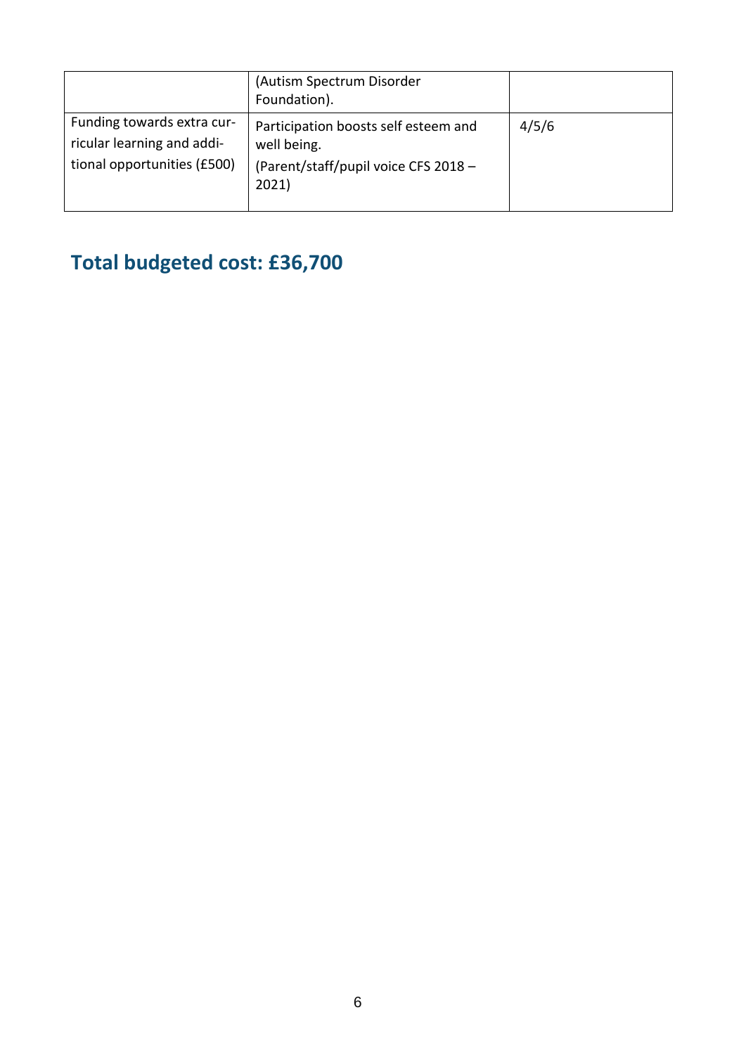|  |  |  |
|---|---|---|
|  | (Autism Spectrum Disorder Foundation). |  |
| Funding towards extra curricular learning and additional opportunities (£500) | Participation boosts self esteem and well being.<br>(Parent/staff/pupil voice CFS 2018 – 2021) | 4/5/6 |

## Total budgeted cost: £36,700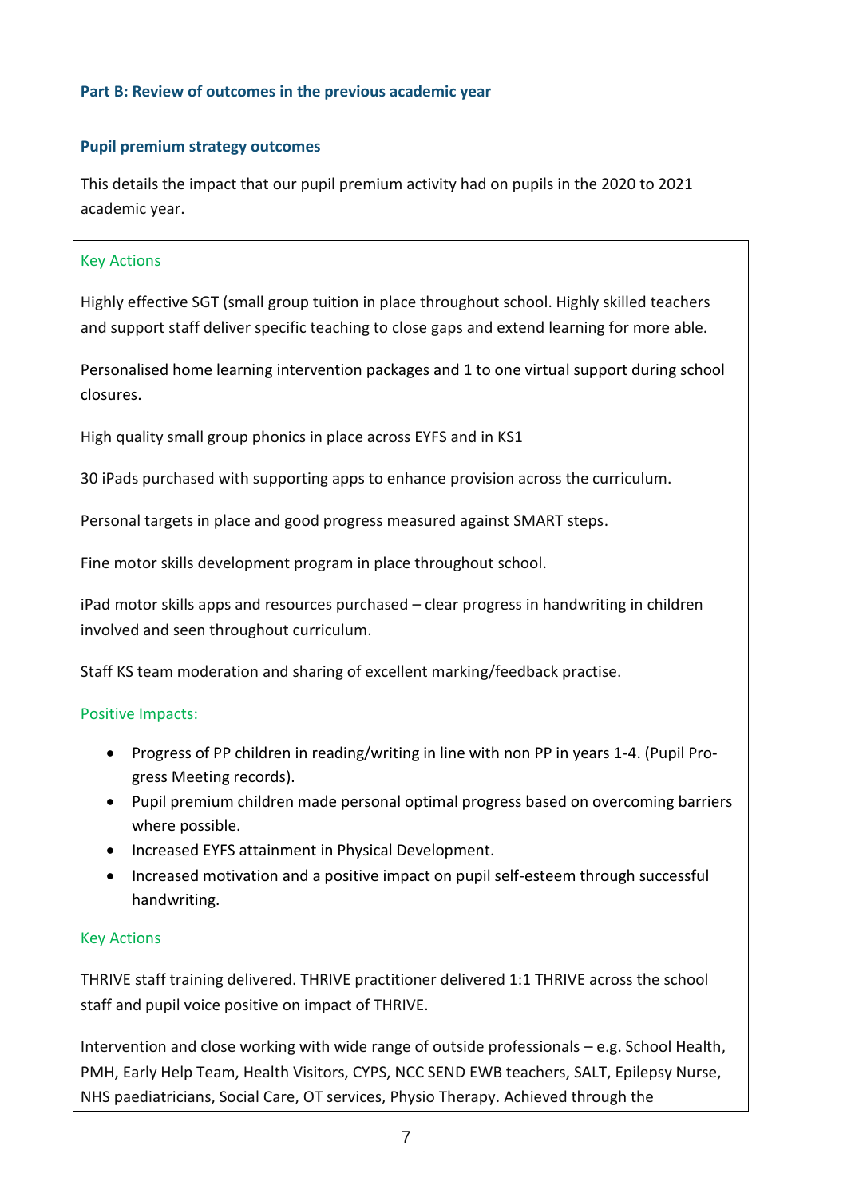### Part B: Review of outcomes in the previous academic year

### Pupil premium strategy outcomes

This details the impact that our pupil premium activity had on pupils in the 2020 to 2021 academic year.

Key Actions

Highly effective SGT (small group tuition in place throughout school. Highly skilled teachers and support staff deliver specific teaching to close gaps and extend learning for more able.

Personalised home learning intervention packages and 1 to one virtual support during school closures.

High quality small group phonics in place across EYFS and in KS1

30 iPads purchased with supporting apps to enhance provision across the curriculum.

Personal targets in place and good progress measured against SMART steps.

Fine motor skills development program in place throughout school.

iPad motor skills apps and resources purchased – clear progress in handwriting in children involved and seen throughout curriculum.

Staff KS team moderation and sharing of excellent marking/feedback practise.

Positive Impacts:

- Progress of PP children in reading/writing in line with non PP in years 1-4. (Pupil Progress Meeting records).
- Pupil premium children made personal optimal progress based on overcoming barriers where possible.
- Increased EYFS attainment in Physical Development.
- Increased motivation and a positive impact on pupil self-esteem through successful handwriting.

Key Actions

THRIVE staff training delivered. THRIVE practitioner delivered 1:1 THRIVE across the school staff and pupil voice positive on impact of THRIVE.

Intervention and close working with wide range of outside professionals – e.g. School Health, PMH, Early Help Team, Health Visitors, CYPS, NCC SEND EWB teachers, SALT, Epilepsy Nurse, NHS paediatricians, Social Care, OT services, Physio Therapy. Achieved through the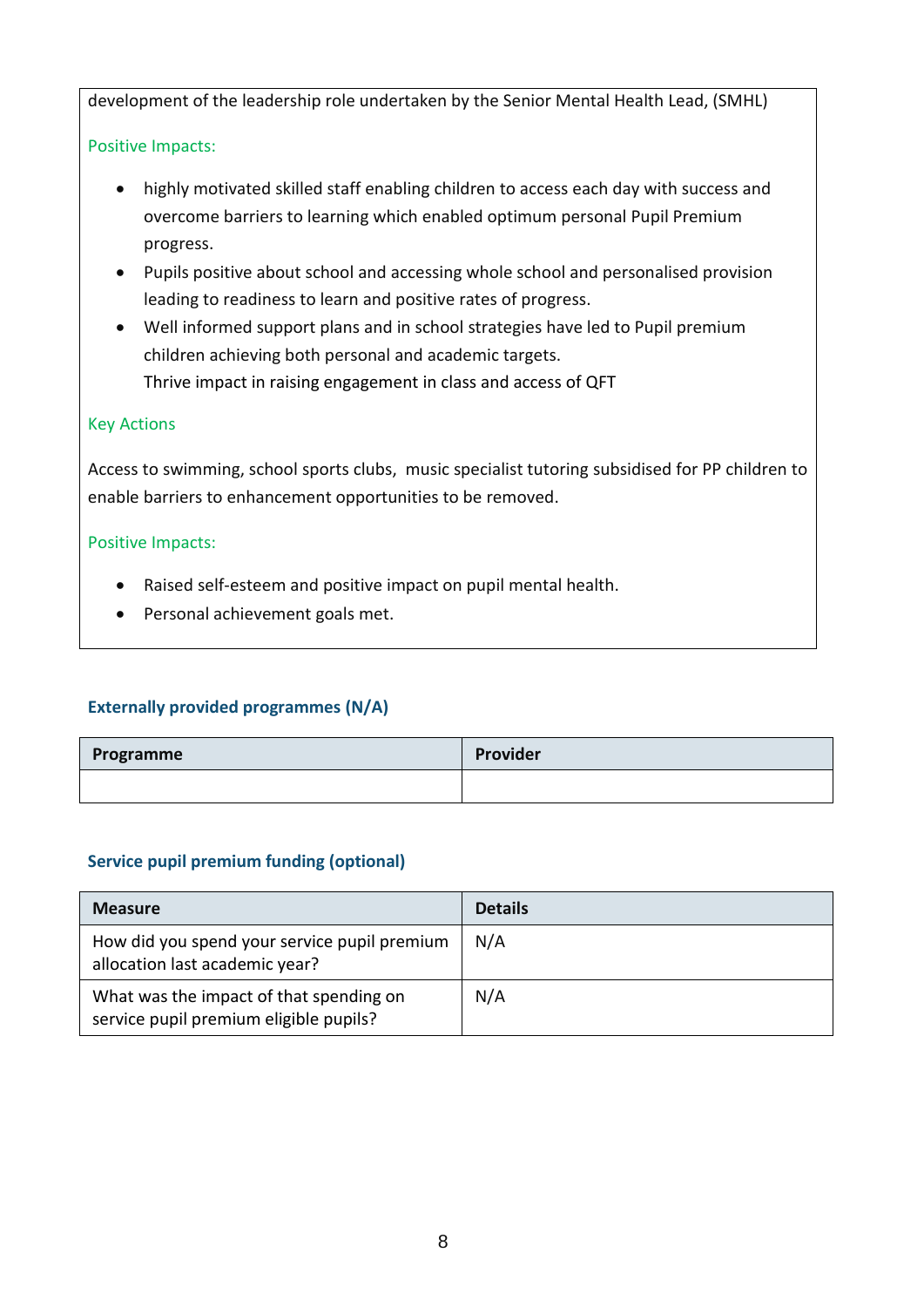development of the leadership role undertaken by the Senior Mental Health Lead, (SMHL)

Positive Impacts:

- highly motivated skilled staff enabling children to access each day with success and overcome barriers to learning which enabled optimum personal Pupil Premium progress.
- Pupils positive about school and accessing whole school and personalised provision leading to readiness to learn and positive rates of progress.
- Well informed support plans and in school strategies have led to Pupil premium children achieving both personal and academic targets.
  Thrive impact in raising engagement in class and access of QFT

Key Actions

Access to swimming, school sports clubs, music specialist tutoring subsidised for PP children to enable barriers to enhancement opportunities to be removed.

Positive Impacts:

- Raised self-esteem and positive impact on pupil mental health.
- Personal achievement goals met.

## Externally provided programmes (N/A)

| Programme | Provider |
|---|---|
| | |

## Service pupil premium funding (optional)

| Measure | Details |
|---|---|
| How did you spend your service pupil premium allocation last academic year? | N/A |
| What was the impact of that spending on service pupil premium eligible pupils? | N/A |